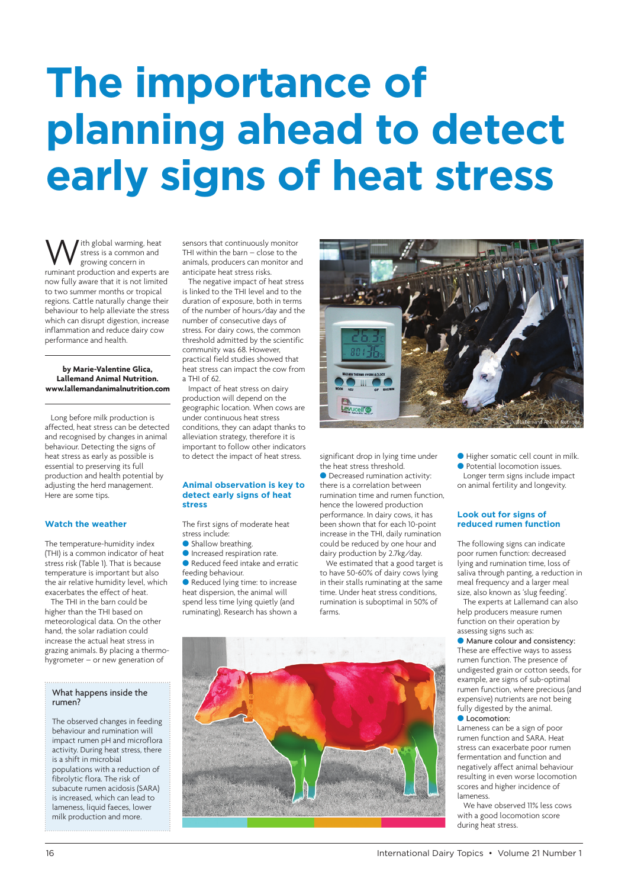# The importance of planning ahead to detect early signs of heat stress

With global warming, heat stress is a common and growing concern in ruminant production and experts are now fully aware that it is not limited to two summer months or tropical regions. Cattle naturally change their behaviour to help alleviate the stress which can disrupt digestion, increase inflammation and reduce dairy cow performance and health.

**by Marie-Valentine Glica, Lallemand Animal Nutrition. www.lallemandanimalnutrition.com**

Long before milk production is affected, heat stress can be detected and recognised by changes in animal behaviour. Detecting the signs of heat stress as early as possible is essential to preserving its full production and health potential by adjusting the herd management. Here are some tips.

## Watch the weather

The temperature-humidity index (THI) is a common indicator of heat stress risk (Table 1). That is because temperature is important but also the air relative humidity level, which exacerbates the effect of heat.

The THI in the barn could be higher than the THI based on meteorological data. On the other hand, the solar radiation could increase the actual heat stress in grazing animals. By placing a thermo-hygrometer – or new generation of sensors that continuously monitor THI within the barn – close to the animals, producers can monitor and anticipate heat stress risks.

The negative impact of heat stress is linked to the THI level and to the duration of exposure, both in terms of the number of hours/day and the number of consecutive days of stress. For dairy cows, the common threshold admitted by the scientific community was 68. However, practical field studies showed that heat stress can impact the cow from a THI of 62.

Impact of heat stress on dairy production will depend on the geographic location. When cows are under continuous heat stress conditions, they can adapt thanks to alleviation strategy, therefore it is important to follow other indicators to detect the impact of heat stress.

## Animal observation is key to detect early signs of heat stress

The first signs of moderate heat stress include:

- Shallow breathing.
- Increased respiration rate.
- Reduced feed intake and erratic feeding behaviour.
- Reduced lying time: to increase heat dispersion, the animal will spend less time lying quietly (and ruminating). Research has shown a significant drop in lying time under the heat stress threshold.
- Decreased rumination activity: there is a correlation between rumination time and rumen function, hence the lowered production performance. In dairy cows, it has been shown that for each 10-point increase in the THI, daily rumination could be reduced by one hour and dairy production by 2.7kg/day.

We estimated that a good target is to have 50-60% of dairy cows lying in their stalls ruminating at the same time. Under heat stress conditions, rumination is suboptimal in 50% of farms.

- Higher somatic cell count in milk.
- Potential locomotion issues.

Longer term signs include impact on animal fertility and longevity.

### What happens inside the rumen?

The observed changes in feeding behaviour and rumination will impact rumen pH and microflora activity. During heat stress, there is a shift in microbial populations with a reduction of fibrolytic flora. The risk of subacute rumen acidosis (SARA) is increased, which can lead to lameness, liquid faeces, lower milk production and more.

## Look out for signs of reduced rumen function

The following signs can indicate poor rumen function: decreased lying and rumination time, loss of saliva through panting, a reduction in meal frequency and a larger meal size, also known as 'slug feeding'.

The experts at Lallemand can also help producers measure rumen function on their operation by assessing signs such as:

- Manure colour and consistency: These are effective ways to assess rumen function. The presence of undigested grain or cotton seeds, for example, are signs of sub-optimal rumen function, where precious (and expensive) nutrients are not being fully digested by the animal.
- Locomotion:

Lameness can be a sign of poor rumen function and SARA. Heat stress can exacerbate poor rumen fermentation and function and negatively affect animal behaviour resulting in even worse locomotion scores and higher incidence of lameness.

We have observed 11% less cows with a good locomotion score during heat stress.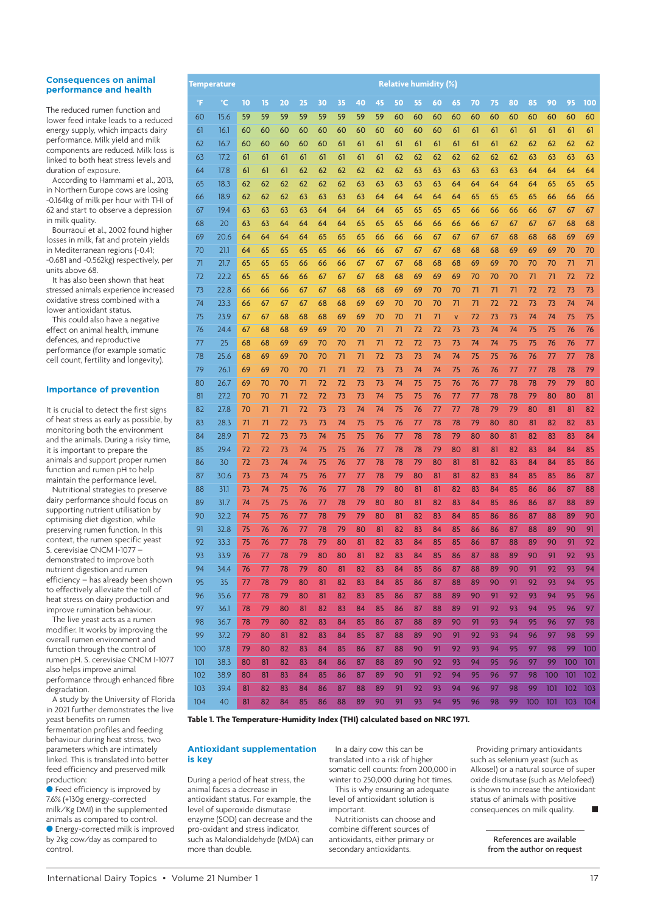### Consequences on animal performance and health

The reduced rumen function and lower feed intake leads to a reduced energy supply, which impacts dairy performance. Milk yield and milk components are reduced. Milk loss is linked to both heat stress levels and duration of exposure.

According to Hammami et al., 2013, in Northern Europe cows are losing -0.164kg of milk per hour with THI of 62 and start to observe a depression in milk quality.

Bourraoui et al., 2002 found higher losses in milk, fat and protein yields in Mediterranean regions (-0.41; -0.681 and -0.562kg) respectively, per units above 68.

It has also been shown that heat stressed animals experience increased oxidative stress combined with a lower antioxidant status.

This could also have a negative effect on animal health, immune defences, and reproductive performance (for example somatic cell count, fertility and longevity).

### Importance of prevention

It is crucial to detect the first signs of heat stress as early as possible, by monitoring both the environment and the animals. During a risky time, it is important to prepare the animals and support proper rumen function and rumen pH to help maintain the performance level.

Nutritional strategies to preserve dairy performance should focus on supporting nutrient utilisation by optimising diet digestion, while preserving rumen function. In this context, the rumen specific yeast S. cerevisiae CNCM I-1077 – demonstrated to improve both nutrient digestion and rumen efficiency – has already been shown to effectively alleviate the toll of heat stress on dairy production and improve rumination behaviour.

The live yeast acts as a rumen modifier. It works by improving the overall rumen environment and function through the control of rumen pH. S. cerevisiae CNCM I-1077 also helps improve animal performance through enhanced fibre degradation.

A study by the University of Florida in 2021 further demonstrates the live yeast benefits on rumen fermentation profiles and feeding behaviour during heat stress, two parameters which are intimately linked. This is translated into better feed efficiency and preserved milk production:

- Feed efficiency is improved by 7.6% (+130g energy-corrected milk/Kg DMI) in the supplemented animals as compared to control.
- Energy-corrected milk is improved by 2kg cow/day as compared to control.

| Temperature | | Relative humidity (%) | | | | | | | | | | | | | | | | | | |
|---|---|---|---|---|---|---|---|---|---|---|---|---|---|---|---|---|---|---|---|---|
| °F | °C | 10 | 15 | 20 | 25 | 30 | 35 | 40 | 45 | 50 | 55 | 60 | 65 | 70 | 75 | 80 | 85 | 90 | 95 | 100 |
| 60 | 15.6 | 59 | 59 | 59 | 59 | 59 | 59 | 59 | 59 | 60 | 60 | 60 | 60 | 60 | 60 | 60 | 60 | 60 | 60 | 60 |
| 61 | 16.1 | 60 | 60 | 60 | 60 | 60 | 60 | 60 | 60 | 60 | 60 | 60 | 61 | 61 | 61 | 61 | 61 | 61 | 61 | 61 |
| 62 | 16.7 | 60 | 60 | 60 | 60 | 60 | 61 | 61 | 61 | 61 | 61 | 61 | 61 | 61 | 61 | 62 | 62 | 62 | 62 | 62 |
| 63 | 17.2 | 61 | 61 | 61 | 61 | 61 | 61 | 61 | 61 | 62 | 62 | 62 | 62 | 62 | 62 | 62 | 63 | 63 | 63 | 63 |
| 64 | 17.8 | 61 | 61 | 61 | 62 | 62 | 62 | 62 | 62 | 62 | 63 | 63 | 63 | 63 | 63 | 63 | 64 | 64 | 64 | 64 |
| 65 | 18.3 | 62 | 62 | 62 | 62 | 62 | 62 | 63 | 63 | 63 | 63 | 63 | 64 | 64 | 64 | 64 | 64 | 65 | 65 | 65 |
| 66 | 18.9 | 62 | 62 | 62 | 63 | 63 | 63 | 63 | 64 | 64 | 64 | 64 | 64 | 65 | 65 | 65 | 65 | 66 | 66 | 66 |
| 67 | 19.4 | 63 | 63 | 63 | 63 | 64 | 64 | 64 | 64 | 65 | 65 | 65 | 65 | 66 | 66 | 66 | 66 | 67 | 67 | 67 |
| 68 | 20 | 63 | 63 | 64 | 64 | 64 | 64 | 65 | 65 | 65 | 66 | 66 | 66 | 66 | 67 | 67 | 67 | 67 | 68 | 68 |
| 69 | 20.6 | 64 | 64 | 64 | 64 | 65 | 65 | 65 | 66 | 66 | 66 | 67 | 67 | 67 | 67 | 68 | 68 | 68 | 69 | 69 |
| 70 | 21.1 | 64 | 65 | 65 | 65 | 65 | 66 | 66 | 66 | 67 | 67 | 67 | 68 | 68 | 68 | 69 | 69 | 69 | 70 | 70 |
| 71 | 21.7 | 65 | 65 | 65 | 66 | 66 | 66 | 67 | 67 | 67 | 68 | 68 | 68 | 69 | 69 | 70 | 70 | 70 | 71 | 71 |
| 72 | 22.2 | 65 | 65 | 66 | 66 | 67 | 67 | 67 | 68 | 68 | 69 | 69 | 69 | 70 | 70 | 70 | 71 | 71 | 72 | 72 |
| 73 | 22.8 | 66 | 66 | 66 | 67 | 67 | 68 | 68 | 68 | 69 | 69 | 70 | 70 | 71 | 71 | 71 | 72 | 72 | 73 | 73 |
| 74 | 23.3 | 66 | 67 | 67 | 67 | 68 | 68 | 69 | 69 | 70 | 70 | 70 | 71 | 71 | 72 | 72 | 73 | 73 | 74 | 74 |
| 75 | 23.9 | 67 | 67 | 68 | 68 | 68 | 69 | 69 | 70 | 70 | 71 | 71 | v | 72 | 73 | 73 | 74 | 74 | 75 | 75 |
| 76 | 24.4 | 67 | 68 | 68 | 69 | 69 | 70 | 70 | 71 | 71 | 72 | 72 | 73 | 73 | 74 | 74 | 75 | 75 | 76 | 76 |
| 77 | 25 | 68 | 68 | 69 | 69 | 70 | 70 | 71 | 71 | 72 | 72 | 73 | 73 | 74 | 74 | 75 | 75 | 76 | 76 | 77 |
| 78 | 25.6 | 68 | 69 | 69 | 70 | 70 | 71 | 71 | 72 | 73 | 73 | 74 | 74 | 75 | 75 | 76 | 76 | 77 | 77 | 78 |
| 79 | 26.1 | 69 | 69 | 70 | 70 | 71 | 71 | 72 | 73 | 73 | 74 | 74 | 75 | 76 | 76 | 77 | 77 | 78 | 78 | 79 |
| 80 | 26.7 | 69 | 70 | 70 | 71 | 72 | 72 | 73 | 73 | 74 | 75 | 75 | 76 | 76 | 77 | 78 | 78 | 79 | 79 | 80 |
| 81 | 27.2 | 70 | 70 | 71 | 72 | 72 | 73 | 73 | 74 | 75 | 75 | 76 | 77 | 77 | 78 | 78 | 79 | 80 | 80 | 81 |
| 82 | 27.8 | 70 | 71 | 71 | 72 | 73 | 73 | 74 | 74 | 75 | 76 | 76 | 77 | 78 | 79 | 79 | 80 | 81 | 81 | 82 |
| 83 | 28.3 | 71 | 71 | 72 | 73 | 73 | 74 | 75 | 75 | 76 | 77 | 78 | 78 | 79 | 80 | 80 | 81 | 82 | 82 | 83 |
| 84 | 28.9 | 71 | 72 | 73 | 73 | 74 | 75 | 75 | 76 | 77 | 78 | 78 | 79 | 80 | 80 | 81 | 82 | 83 | 83 | 84 |
| 85 | 29.4 | 72 | 72 | 73 | 74 | 75 | 75 | 76 | 77 | 78 | 78 | 79 | 80 | 81 | 81 | 82 | 83 | 84 | 84 | 85 |
| 86 | 30 | 72 | 73 | 74 | 74 | 75 | 76 | 77 | 78 | 78 | 79 | 80 | 81 | 81 | 82 | 83 | 84 | 84 | 85 | 86 |
| 87 | 30.6 | 73 | 73 | 74 | 75 | 76 | 77 | 77 | 78 | 79 | 80 | 81 | 81 | 82 | 83 | 84 | 85 | 85 | 86 | 87 |
| 88 | 31.1 | 73 | 74 | 75 | 76 | 76 | 77 | 78 | 79 | 80 | 81 | 81 | 82 | 83 | 84 | 85 | 86 | 86 | 87 | 88 |
| 89 | 31.7 | 74 | 75 | 75 | 76 | 77 | 78 | 79 | 80 | 80 | 81 | 82 | 83 | 84 | 85 | 86 | 86 | 87 | 88 | 89 |
| 90 | 32.2 | 74 | 75 | 76 | 77 | 78 | 78 | 79 | 80 | 81 | 82 | 83 | 84 | 85 | 86 | 86 | 87 | 88 | 89 | 90 |
| 91 | 32.8 | 75 | 76 | 76 | 77 | 78 | 79 | 80 | 81 | 82 | 83 | 84 | 85 | 86 | 86 | 87 | 88 | 89 | 90 | 91 |
| 92 | 33.3 | 75 | 76 | 77 | 78 | 79 | 80 | 81 | 82 | 83 | 84 | 85 | 85 | 86 | 87 | 88 | 89 | 90 | 91 | 92 |
| 93 | 33.9 | 76 | 77 | 78 | 79 | 80 | 80 | 81 | 82 | 83 | 84 | 85 | 86 | 87 | 88 | 89 | 90 | 91 | 92 | 93 |
| 94 | 34.4 | 76 | 77 | 78 | 79 | 80 | 81 | 82 | 83 | 84 | 85 | 86 | 87 | 88 | 89 | 90 | 91 | 92 | 93 | 94 |
| 95 | 35 | 77 | 78 | 79 | 80 | 81 | 82 | 83 | 84 | 85 | 86 | 87 | 88 | 89 | 90 | 91 | 92 | 93 | 94 | 95 |
| 96 | 35.6 | 77 | 78 | 79 | 80 | 81 | 82 | 83 | 85 | 86 | 87 | 88 | 89 | 90 | 91 | 92 | 93 | 94 | 95 | 96 |
| 97 | 36.1 | 78 | 79 | 80 | 81 | 82 | 83 | 84 | 85 | 86 | 87 | 88 | 89 | 91 | 92 | 93 | 94 | 95 | 96 | 97 |
| 98 | 36.7 | 78 | 79 | 80 | 82 | 83 | 84 | 85 | 86 | 87 | 88 | 89 | 90 | 91 | 93 | 94 | 95 | 96 | 97 | 98 |
| 99 | 37.2 | 79 | 80 | 81 | 82 | 83 | 84 | 85 | 87 | 88 | 89 | 90 | 91 | 92 | 93 | 94 | 96 | 97 | 98 | 99 |
| 100 | 37.8 | 79 | 80 | 82 | 83 | 84 | 85 | 86 | 87 | 88 | 90 | 91 | 92 | 93 | 94 | 95 | 97 | 98 | 99 | 100 |
| 101 | 38.3 | 80 | 81 | 82 | 83 | 84 | 86 | 87 | 88 | 89 | 90 | 92 | 93 | 94 | 95 | 96 | 97 | 99 | 100 | 101 |
| 102 | 38.9 | 80 | 81 | 83 | 84 | 85 | 86 | 87 | 89 | 90 | 91 | 92 | 94 | 95 | 96 | 97 | 98 | 100 | 101 | 102 |
| 103 | 39.4 | 81 | 82 | 83 | 84 | 86 | 87 | 88 | 89 | 91 | 92 | 93 | 94 | 96 | 97 | 98 | 99 | 101 | 102 | 103 |
| 104 | 40 | 81 | 82 | 84 | 85 | 86 | 88 | 89 | 90 | 91 | 93 | 94 | 95 | 96 | 98 | 99 | 100 | 101 | 103 | 104 |

**Table 1. The Temperature-Humidity Index (THI) calculated based on NRC 1971.**

### Antioxidant supplementation is key

During a period of heat stress, the animal faces a decrease in antioxidant status. For example, the level of superoxide dismutase enzyme (SOD) can decrease and the pro-oxidant and stress indicator, such as Malondialdehyde (MDA) can more than double.

In a dairy cow this can be translated into a risk of higher somatic cell counts: from 200,000 in winter to 250,000 during hot times.

This is why ensuring an adequate level of antioxidant solution is important.

Nutritionists can choose and combine different sources of antioxidants, either primary or secondary antioxidants.

Providing primary antioxidants such as selenium yeast (such as Alkosel) or a natural source of super oxide dismutase (such as Melofeed) is shown to increase the antioxidant status of animals with positive consequences on milk quality. ■

References are available from the author on request